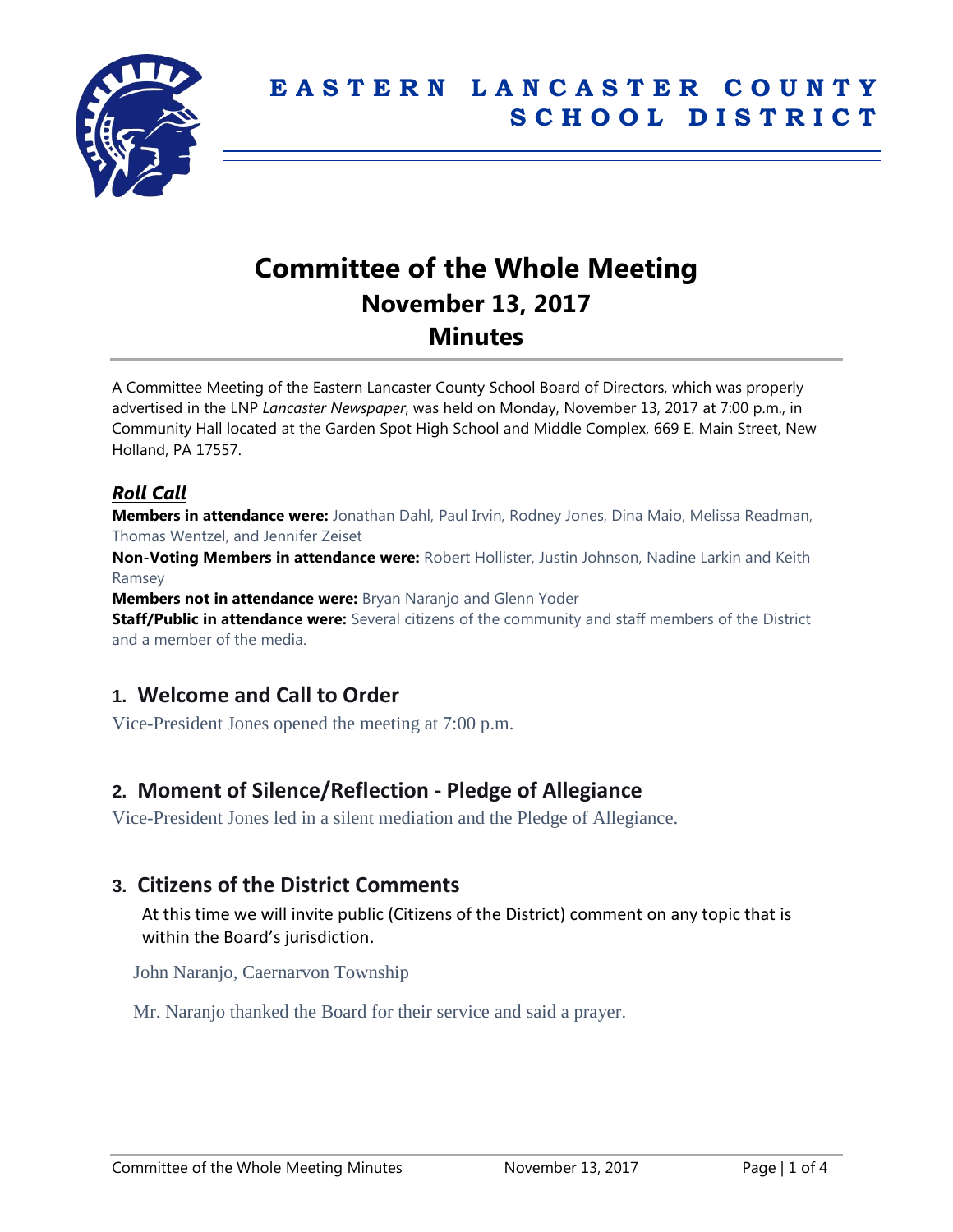# EASTERN LANCASTER COUNTY SCHOOL DISTRICT

# Committee of the Whole Meeting
## November 13, 2017
## Minutes

A Committee Meeting of the Eastern Lancaster County School Board of Directors, which was properly advertised in the LNP *Lancaster Newspaper*, was held on Monday, November 13, 2017 at 7:00 p.m., in Community Hall located at the Garden Spot High School and Middle Complex, 669 E. Main Street, New Holland, PA 17557.

### *Roll Call*

**Members in attendance were:** Jonathan Dahl, Paul Irvin, Rodney Jones, Dina Maio, Melissa Readman, Thomas Wentzel, and Jennifer Zeiset

**Non-Voting Members in attendance were:** Robert Hollister, Justin Johnson, Nadine Larkin and Keith Ramsey

**Members not in attendance were:** Bryan Naranjo and Glenn Yoder

**Staff/Public in attendance were:** Several citizens of the community and staff members of the District and a member of the media.

## 1. Welcome and Call to Order

Vice-President Jones opened the meeting at 7:00 p.m.

## 2. Moment of Silence/Reflection - Pledge of Allegiance

Vice-President Jones led in a silent mediation and the Pledge of Allegiance.

## 3. Citizens of the District Comments

At this time we will invite public (Citizens of the District) comment on any topic that is within the Board's jurisdiction.

John Naranjo, Caernarvon Township

Mr. Naranjo thanked the Board for their service and said a prayer.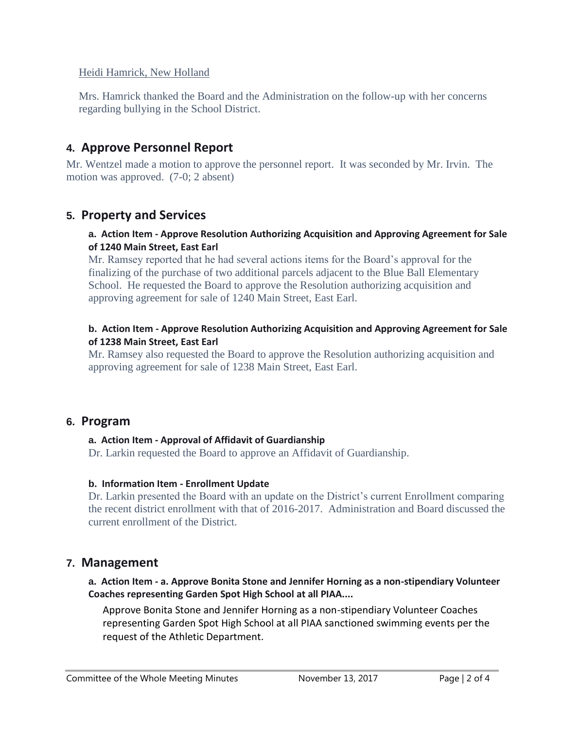Heidi Hamrick, New Holland

Mrs. Hamrick thanked the Board and the Administration on the follow-up with her concerns regarding bullying in the School District.

## 4. Approve Personnel Report

Mr. Wentzel made a motion to approve the personnel report. It was seconded by Mr. Irvin. The motion was approved. (7-0; 2 absent)

## 5. Property and Services

**a. Action Item - Approve Resolution Authorizing Acquisition and Approving Agreement for Sale of 1240 Main Street, East Earl**

Mr. Ramsey reported that he had several actions items for the Board's approval for the finalizing of the purchase of two additional parcels adjacent to the Blue Ball Elementary School. He requested the Board to approve the Resolution authorizing acquisition and approving agreement for sale of 1240 Main Street, East Earl.

**b. Action Item - Approve Resolution Authorizing Acquisition and Approving Agreement for Sale of 1238 Main Street, East Earl**

Mr. Ramsey also requested the Board to approve the Resolution authorizing acquisition and approving agreement for sale of 1238 Main Street, East Earl.

## 6. Program

**a. Action Item - Approval of Affidavit of Guardianship**

Dr. Larkin requested the Board to approve an Affidavit of Guardianship.

**b. Information Item - Enrollment Update**

Dr. Larkin presented the Board with an update on the District's current Enrollment comparing the recent district enrollment with that of 2016-2017. Administration and Board discussed the current enrollment of the District.

## 7. Management

**a. Action Item - a. Approve Bonita Stone and Jennifer Horning as a non-stipendiary Volunteer Coaches representing Garden Spot High School at all PIAA....**

Approve Bonita Stone and Jennifer Horning as a non-stipendiary Volunteer Coaches representing Garden Spot High School at all PIAA sanctioned swimming events per the request of the Athletic Department.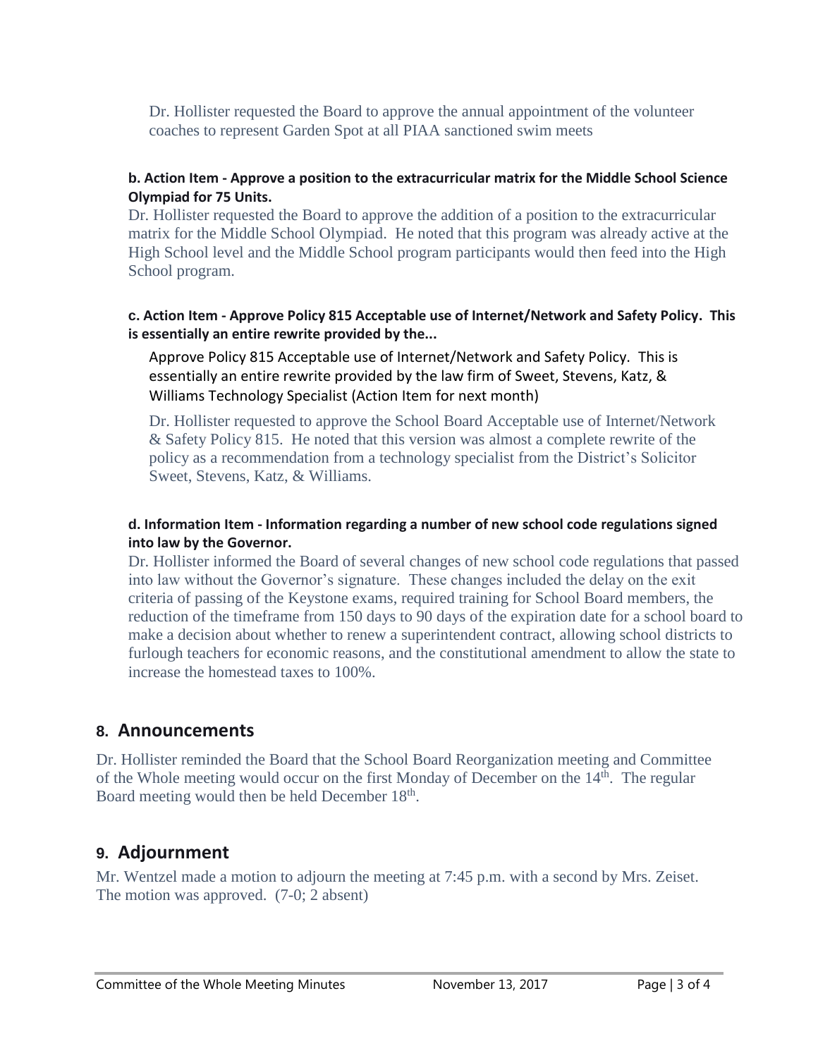Dr. Hollister requested the Board to approve the annual appointment of the volunteer coaches to represent Garden Spot at all PIAA sanctioned swim meets

**b. Action Item - Approve a position to the extracurricular matrix for the Middle School Science Olympiad for 75 Units.**

Dr. Hollister requested the Board to approve the addition of a position to the extracurricular matrix for the Middle School Olympiad. He noted that this program was already active at the High School level and the Middle School program participants would then feed into the High School program.

**c. Action Item - Approve Policy 815 Acceptable use of Internet/Network and Safety Policy. This is essentially an entire rewrite provided by the...**

Approve Policy 815 Acceptable use of Internet/Network and Safety Policy. This is essentially an entire rewrite provided by the law firm of Sweet, Stevens, Katz, & Williams Technology Specialist (Action Item for next month)

Dr. Hollister requested to approve the School Board Acceptable use of Internet/Network & Safety Policy 815. He noted that this version was almost a complete rewrite of the policy as a recommendation from a technology specialist from the District's Solicitor Sweet, Stevens, Katz, & Williams.

**d. Information Item - Information regarding a number of new school code regulations signed into law by the Governor.**

Dr. Hollister informed the Board of several changes of new school code regulations that passed into law without the Governor's signature. These changes included the delay on the exit criteria of passing of the Keystone exams, required training for School Board members, the reduction of the timeframe from 150 days to 90 days of the expiration date for a school board to make a decision about whether to renew a superintendent contract, allowing school districts to furlough teachers for economic reasons, and the constitutional amendment to allow the state to increase the homestead taxes to 100%.

## 8. Announcements

Dr. Hollister reminded the Board that the School Board Reorganization meeting and Committee of the Whole meeting would occur on the first Monday of December on the 14th. The regular Board meeting would then be held December 18th.

## 9. Adjournment

Mr. Wentzel made a motion to adjourn the meeting at 7:45 p.m. with a second by Mrs. Zeiset. The motion was approved. (7-0; 2 absent)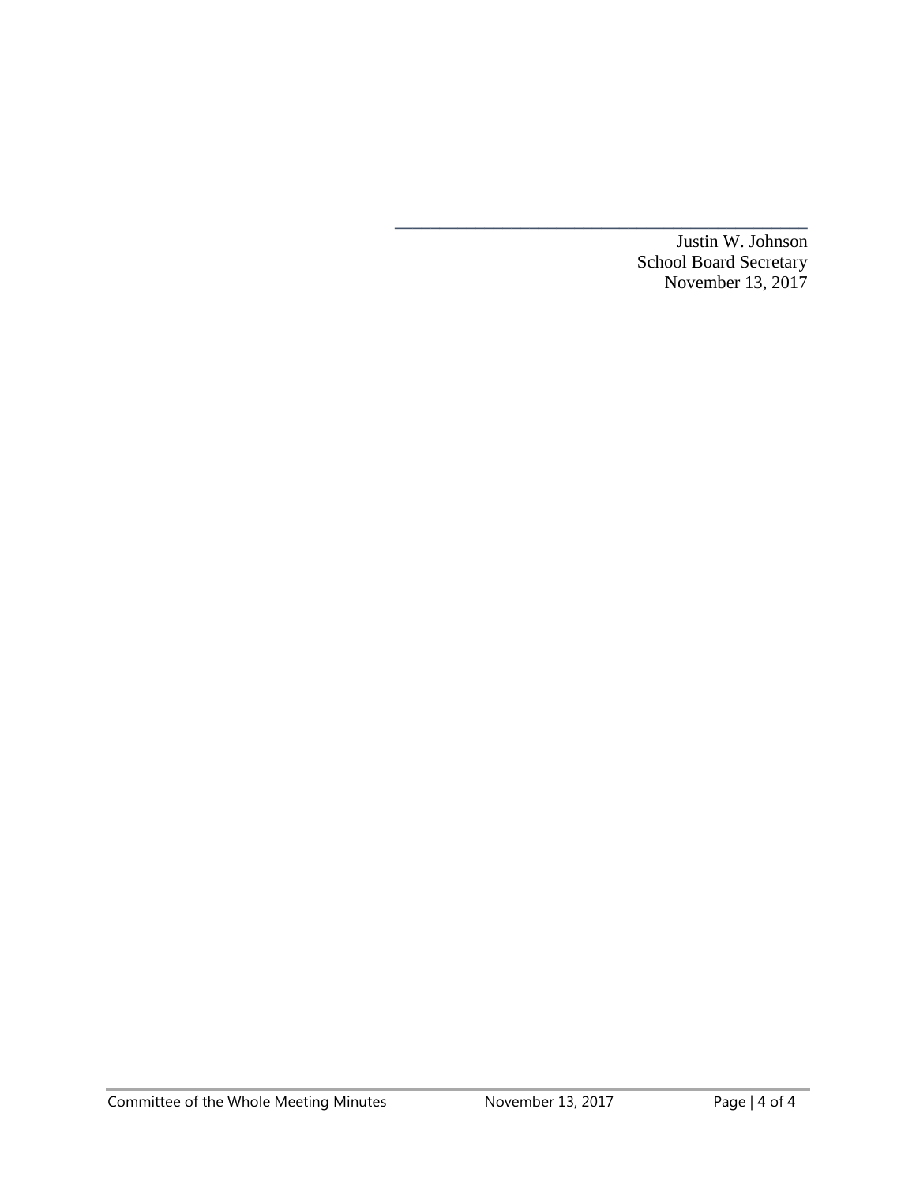\_\_\_\_\_\_\_\_\_\_\_\_\_\_\_\_\_\_\_\_\_\_\_\_\_\_\_\_\_\_\_\_\_\_\_\_\_\_\_\_\_\_

Justin W. Johnson
School Board Secretary
November 13, 2017